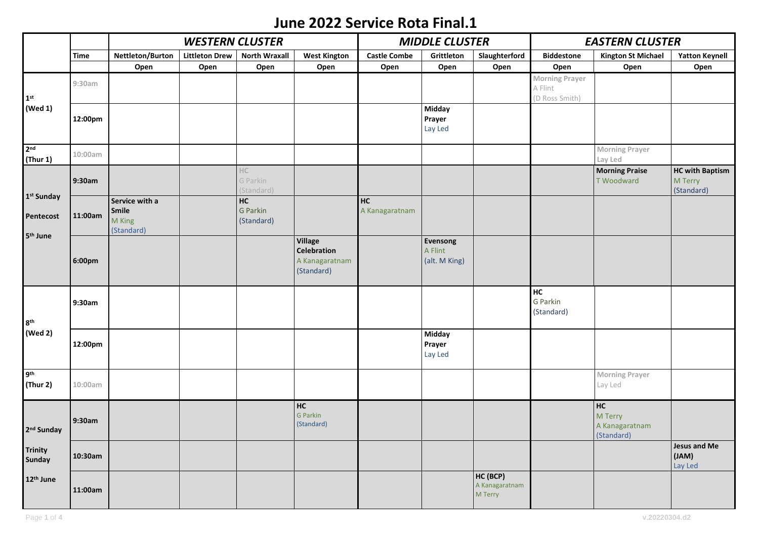# June 2022 Service Rota Final.1

| | Time | WESTERN CLUSTER | | | | MIDDLE CLUSTER | | | EASTERN CLUSTER | | |
|---|---|---|---|---|---|---|---|---|---|---|---|
| | | Nettleton/Burton | Littleton Drew | North Wraxall | West Kington | Castle Combe | Grittleton | Slaughterford | Biddestone | Kington St Michael | Yatton Keynell |
| | | Open | Open | Open | Open | Open | Open | Open | Open | Open | Open |
| 1st (Wed 1) | 9:30am | | | | | | | | Morning Prayer A Flint (D Ross Smith) | | |
| | 12:00pm | | | | | | Midday Prayer Lay Led | | | | |
| 2nd (Thur 1) | 10:00am | | | | | | | | | Morning Prayer Lay Led | |
| 1st Sunday Pentecost 5th June | 9:30am | | | HC G Parkin (Standard) | | | | | | Morning Praise T Woodward | HC with Baptism M Terry (Standard) |
| | 11:00am | Service with a Smile M King (Standard) | | HC G Parkin (Standard) | | HC A Kanagaratnam | | | | | |
| | 6:00pm | | | | Village Celebration A Kanagaratnam (Standard) | | Evensong A Flint (alt. M King) | | | | |
| 8th (Wed 2) | 9:30am | | | | | | | | HC G Parkin (Standard) | | |
| | 12:00pm | | | | | | Midday Prayer Lay Led | | | | |
| 9th (Thur 2) | 10:00am | | | | | | | | | Morning Prayer Lay Led | |
| 2nd Sunday Trinity Sunday 12th June | 9:30am | | | | HC G Parkin (Standard) | | | | | HC M Terry A Kanagaratnam (Standard) | |
| | 10:30am | | | | | | | | | | Jesus and Me (JAM) Lay Led |
| | 11:00am | | | | | | | HC (BCP) A Kanagaratnam M Terry | | | |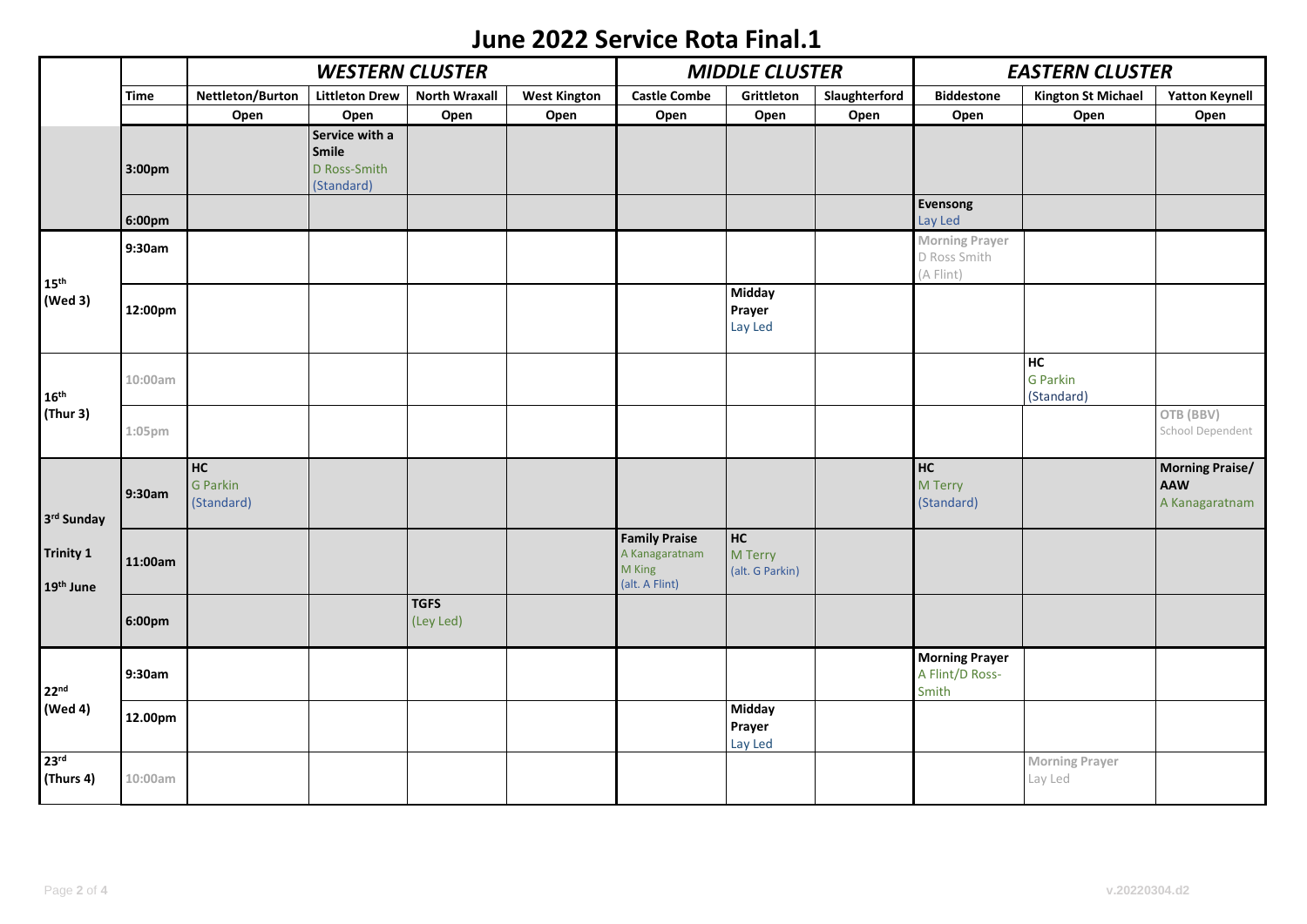# June 2022 Service Rota Final.1

| | | *WESTERN CLUSTER* | | | | *MIDDLE CLUSTER* | | | *EASTERN CLUSTER* | | |
|---|---|---|---|---|---|---|---|---|---|---|---|
| | **Time** | **Nettleton/Burton** | **Littleton Drew** | **North Wraxall** | **West Kington** | **Castle Combe** | **Grittleton** | **Slaughterford** | **Biddestone** | **Kington St Michael** | **Yatton Keynell** |
| | | **Open** | **Open** | **Open** | **Open** | **Open** | **Open** | **Open** | **Open** | **Open** | **Open** |
| | **3:00pm** | | **Service with a Smile** D Ross-Smith (Standard) | | | | | | | | |
| | **6:00pm** | | | | | | | | **Evensong** Lay Led | | |
| **15th (Wed 3)** | **9:30am** | | | | | | | | **Morning Prayer** D Ross Smith (A Flint) | | |
| | **12:00pm** | | | | | | **Midday Prayer** Lay Led | | | | |
| **16th (Thur 3)** | 10:00am | | | | | | | | | **HC** G Parkin (Standard) | |
| | 1:05pm | | | | | | | | | | **OTB (BBV)** School Dependent |
| **3rd Sunday Trinity 1 19th June** | **9:30am** | **HC** G Parkin (Standard) | | | | | | | **HC** M Terry (Standard) | | **Morning Praise/ AAW** A Kanagaratnam |
| | **11:00am** | | | | | **Family Praise** A Kanagaratnam M King (alt. A Flint) | **HC** M Terry (alt. G Parkin) | | | | |
| | **6:00pm** | | | **TGFS** (Ley Led) | | | | | | | |
| **22nd (Wed 4)** | **9:30am** | | | | | | | | **Morning Prayer** A Flint/D Ross-Smith | | |
| | **12.00pm** | | | | | | **Midday Prayer** Lay Led | | | | |
| **23rd (Thurs 4)** | 10:00am | | | | | | | | | **Morning Prayer** Lay Led | |

v.20220304.d2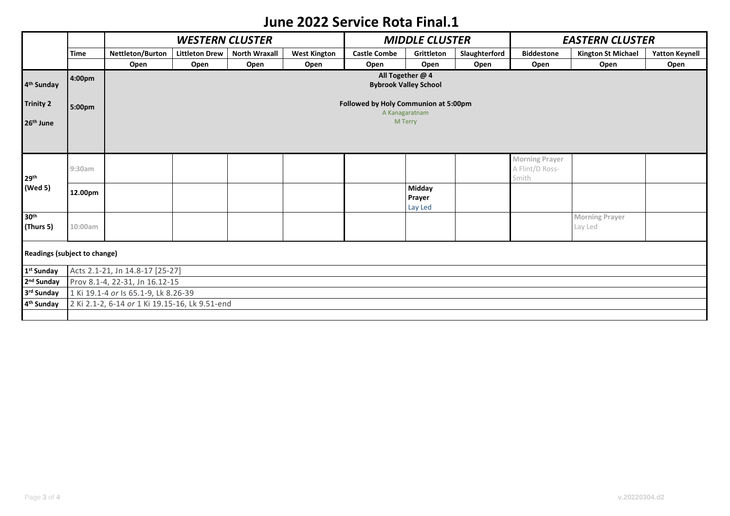# June 2022 Service Rota Final.1

| | | *WESTERN CLUSTER* | | | | *MIDDLE CLUSTER* | | | *EASTERN CLUSTER* | | |
|---|---|---|---|---|---|---|---|---|---|---|---|
| | **Time** | **Nettleton/Burton** | **Littleton Drew** | **North Wraxall** | **West Kington** | **Castle Combe** | **Grittleton** | **Slaughterford** | **Biddestone** | **Kington St Michael** | **Yatton Keynell** |
| | | **Open** | **Open** | **Open** | **Open** | **Open** | **Open** | **Open** | **Open** | **Open** | **Open** |
| **4th Sunday** **Trinity 2** **26th June** | **4:00pm** **5:00pm** | **All Together @ 4** **Bybrook Valley School** **Followed by Holy Communion at 5:00pm** A Kanagaratnam M Terry | | | | | | | | | |
| **29th (Wed 5)** | 9:30am | | | | | | | | **Morning Prayer** A Flint/D Ross-Smith | | |
| | **12.00pm** | | | | | | **Midday Prayer** Lay Led | | | | |
| **30th (Thurs 5)** | 10:00am | | | | | | | | | **Morning Prayer** Lay Led | |

**Readings (subject to change)**

| | |
|---|---|
| **1st Sunday** | Acts 2.1-21, Jn 14.8-17 [25-27] |
| **2nd Sunday** | Prov 8.1-4, 22-31, Jn 16.12-15 |
| **3rd Sunday** | 1 Ki 19.1-4 *or* Is 65.1-9, Lk 8.26-39 |
| **4th Sunday** | 2 Ki 2.1-2, 6-14 *or* 1 Ki 19.15-16, Lk 9.51-end |
| | |

v.20220304.d2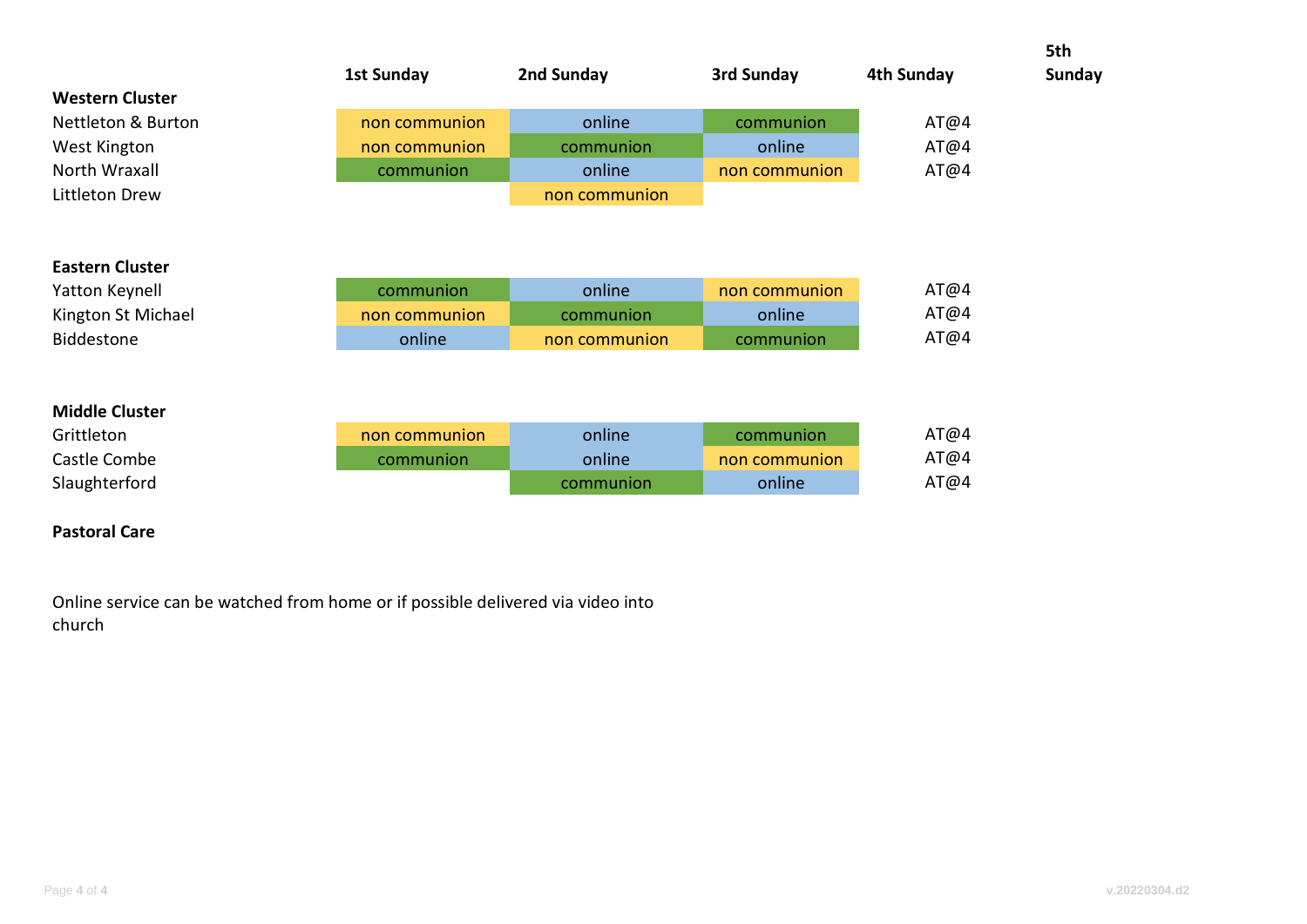| | 1st Sunday | 2nd Sunday | 3rd Sunday | 4th Sunday | 5th Sunday |
|---|---|---|---|---|---|
| **Western Cluster** | | | | | |
| Nettleton & Burton | non communion | online | communion | AT@4 | |
| West Kington | non communion | communion | online | AT@4 | |
| North Wraxall | communion | online | non communion | AT@4 | |
| Littleton Drew | | non communion | | | |
| | | | | | |
| **Eastern Cluster** | | | | | |
| Yatton Keynell | communion | online | non communion | AT@4 | |
| Kington St Michael | non communion | communion | online | AT@4 | |
| Biddestone | online | non communion | communion | AT@4 | |
| | | | | | |
| **Middle Cluster** | | | | | |
| Grittleton | non communion | online | communion | AT@4 | |
| Castle Combe | communion | online | non communion | AT@4 | |
| Slaughterford | | communion | online | AT@4 | |

**Pastoral Care**

Online service can be watched from home or if possible delivered via video into church

v.20220304.d2